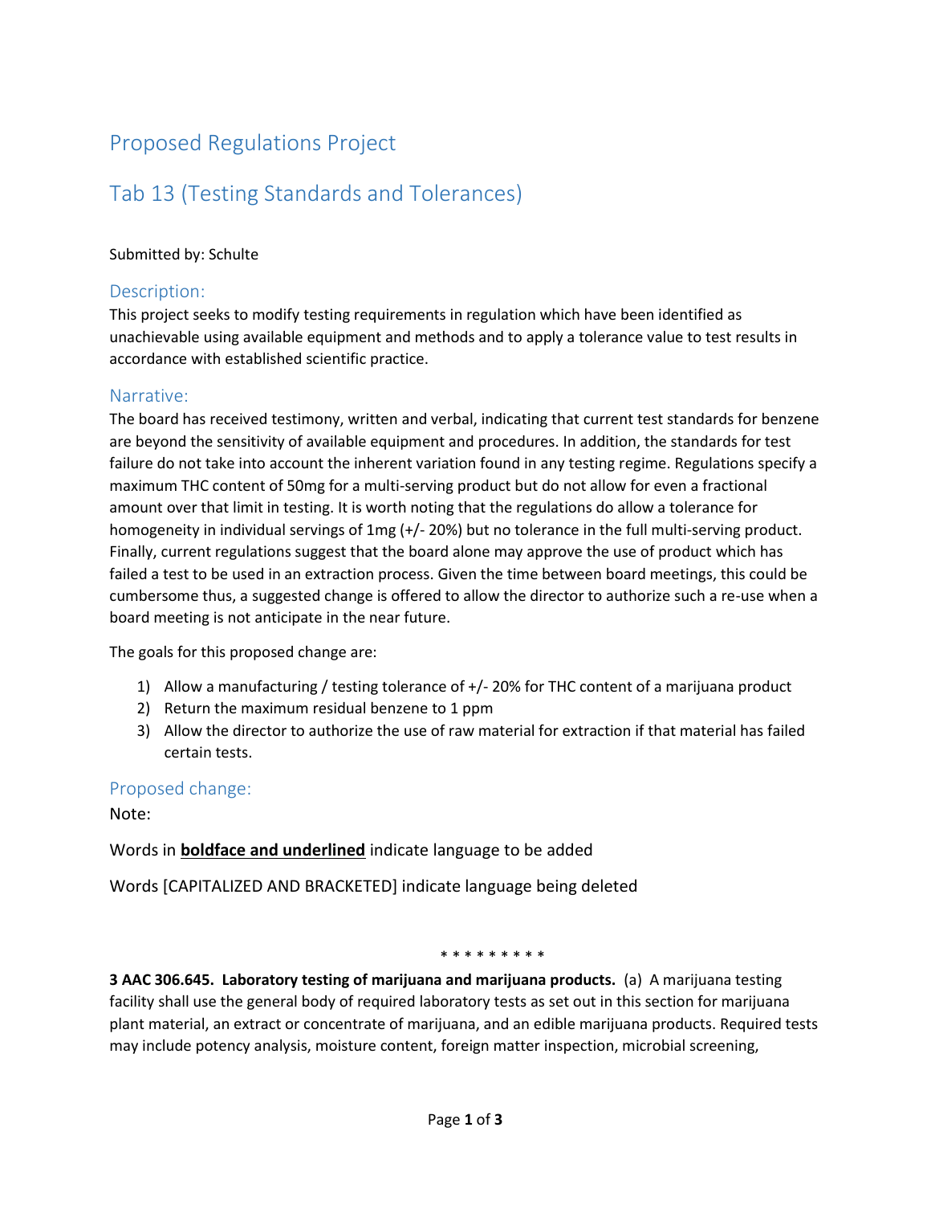# Proposed Regulations Project

# Tab 13 (Testing Standards and Tolerances)

Submitted by: Schulte

## Description:

This project seeks to modify testing requirements in regulation which have been identified as unachievable using available equipment and methods and to apply a tolerance value to test results in accordance with established scientific practice.

## Narrative:

The board has received testimony, written and verbal, indicating that current test standards for benzene are beyond the sensitivity of available equipment and procedures. In addition, the standards for test failure do not take into account the inherent variation found in any testing regime. Regulations specify a maximum THC content of 50mg for a multi-serving product but do not allow for even a fractional amount over that limit in testing. It is worth noting that the regulations do allow a tolerance for homogeneity in individual servings of 1mg (+/- 20%) but no tolerance in the full multi-serving product. Finally, current regulations suggest that the board alone may approve the use of product which has failed a test to be used in an extraction process. Given the time between board meetings, this could be cumbersome thus, a suggested change is offered to allow the director to authorize such a re-use when a board meeting is not anticipate in the near future.

The goals for this proposed change are:

1) Allow a manufacturing / testing tolerance of +/- 20% for THC content of a marijuana product
2) Return the maximum residual benzene to 1 ppm
3) Allow the director to authorize the use of raw material for extraction if that material has failed certain tests.

## Proposed change:

Note:

Words in **<u>boldface and underlined</u>** indicate language to be added

Words [CAPITALIZED AND BRACKETED] indicate language being deleted

\* \* \* \* \* \* \* \* \*

**3 AAC 306.645. Laboratory testing of marijuana and marijuana products.** (a) A marijuana testing facility shall use the general body of required laboratory tests as set out in this section for marijuana plant material, an extract or concentrate of marijuana, and an edible marijuana products. Required tests may include potency analysis, moisture content, foreign matter inspection, microbial screening,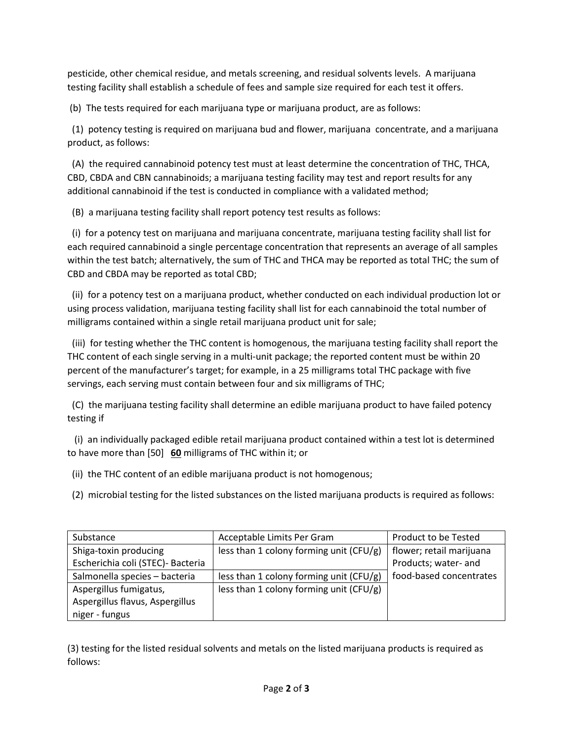pesticide, other chemical residue, and metals screening, and residual solvents levels. A marijuana testing facility shall establish a schedule of fees and sample size required for each test it offers.

(b) The tests required for each marijuana type or marijuana product, are as follows:

(1) potency testing is required on marijuana bud and flower, marijuana concentrate, and a marijuana product, as follows:

(A) the required cannabinoid potency test must at least determine the concentration of THC, THCA, CBD, CBDA and CBN cannabinoids; a marijuana testing facility may test and report results for any additional cannabinoid if the test is conducted in compliance with a validated method;

(B) a marijuana testing facility shall report potency test results as follows:

(i) for a potency test on marijuana and marijuana concentrate, marijuana testing facility shall list for each required cannabinoid a single percentage concentration that represents an average of all samples within the test batch; alternatively, the sum of THC and THCA may be reported as total THC; the sum of CBD and CBDA may be reported as total CBD;

(ii) for a potency test on a marijuana product, whether conducted on each individual production lot or using process validation, marijuana testing facility shall list for each cannabinoid the total number of milligrams contained within a single retail marijuana product unit for sale;

(iii) for testing whether the THC content is homogenous, the marijuana testing facility shall report the THC content of each single serving in a multi-unit package; the reported content must be within 20 percent of the manufacturer's target; for example, in a 25 milligrams total THC package with five servings, each serving must contain between four and six milligrams of THC;

(C) the marijuana testing facility shall determine an edible marijuana product to have failed potency testing if

(i) an individually packaged edible retail marijuana product contained within a test lot is determined to have more than [50] **<u>60</u>** milligrams of THC within it; or

(ii) the THC content of an edible marijuana product is not homogenous;

(2) microbial testing for the listed substances on the listed marijuana products is required as follows:

| Substance | Acceptable Limits Per Gram | Product to be Tested |
|---|---|---|
| Shiga-toxin producing Escherichia coli (STEC)- Bacteria | less than 1 colony forming unit (CFU/g) | flower; retail marijuana Products; water- and food-based concentrates |
| Salmonella species – bacteria | less than 1 colony forming unit (CFU/g) | |
| Aspergillus fumigatus, Aspergillus flavus, Aspergillus niger - fungus | less than 1 colony forming unit (CFU/g) | |

(3) testing for the listed residual solvents and metals on the listed marijuana products is required as follows: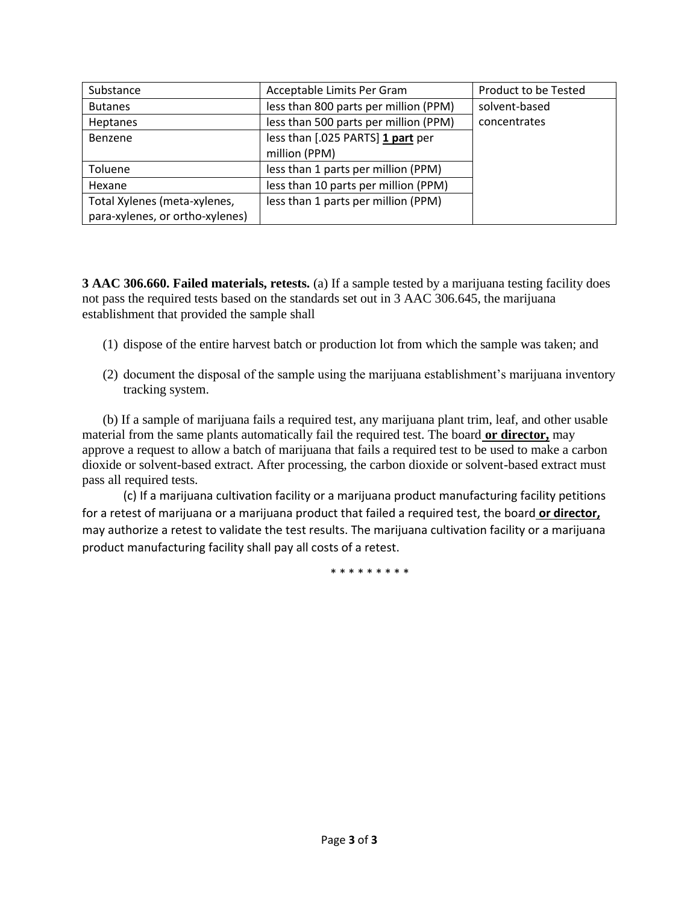| Substance | Acceptable Limits Per Gram | Product to be Tested |
|---|---|---|
| Butanes | less than 800 parts per million (PPM) | solvent-based concentrates |
| Heptanes | less than 500 parts per million (PPM) | |
| Benzene | less than [.025 PARTS] **1 part** per million (PPM) | |
| Toluene | less than 1 parts per million (PPM) | |
| Hexane | less than 10 parts per million (PPM) | |
| Total Xylenes (meta-xylenes, para-xylenes, or ortho-xylenes) | less than 1 parts per million (PPM) | |

**3 AAC 306.660. Failed materials, retests.** (a) If a sample tested by a marijuana testing facility does not pass the required tests based on the standards set out in 3 AAC 306.645, the marijuana establishment that provided the sample shall

(1) dispose of the entire harvest batch or production lot from which the sample was taken; and

(2) document the disposal of the sample using the marijuana establishment's marijuana inventory tracking system.

(b) If a sample of marijuana fails a required test, any marijuana plant trim, leaf, and other usable material from the same plants automatically fail the required test. The board **or director,** may approve a request to allow a batch of marijuana that fails a required test to be used to make a carbon dioxide or solvent-based extract. After processing, the carbon dioxide or solvent-based extract must pass all required tests.

(c) If a marijuana cultivation facility or a marijuana product manufacturing facility petitions for a retest of marijuana or a marijuana product that failed a required test, the board **or director,** may authorize a retest to validate the test results. The marijuana cultivation facility or a marijuana product manufacturing facility shall pay all costs of a retest.

* * * * * * * * *